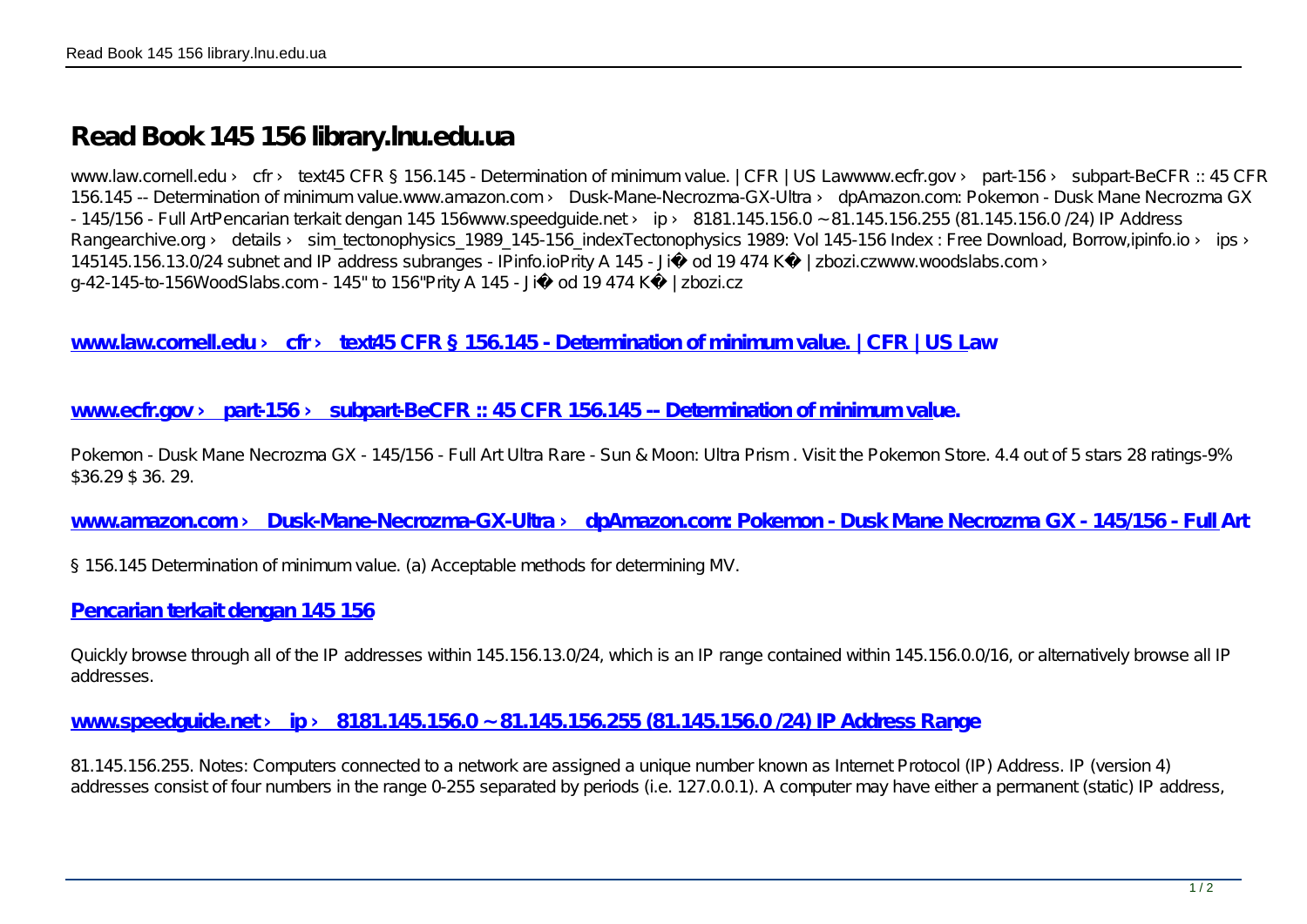# Read Book 145 156 library.lnu.edu.ua

www.law.cornell.edu › cfr › text45 CFR § 156.145 - Determination of minimum value. | CFR | US Lawwww.ecfr.gov › part-156 › subpart-BeCFR :: 45 CFR 156.145 -- Determination of minimum value.www.amazon.com › Dusk-Mane-Necrozma-GX-Ultra › dpAmazon.com: Pokemon - Dusk Mane Necrozma GX - 145/156 - Full ArtPencarian terkait dengan 145 156www.speedguide.net › ip › 8181.145.156.0 ~ 81.145.156.255 (81.145.156.0 /24) IP Address Rangearchive.org › details › sim_tectonophysics_1989_145-156_indexTectonophysics 1989: Vol 145-156 Index : Free Download, Borrow,ipinfo.io › ips › 145145.156.13.0/24 subnet and IP address subranges - IPinfo.ioPrity A 145 - Ji� od 19 474 K� | zbozi.czwww.woodslabs.com › g-42-145-to-156WoodSlabs.com - 145" to 156"Prity A 145 - Ji� od 19 474 K� | zbozi.cz

## www.law.cornell.edu › cfr › text45 CFR § 156.145 - Determination of minimum value. | CFR | US Law

## www.ecfr.gov › part-156 › subpart-BeCFR :: 45 CFR 156.145 -- Determination of minimum value.

Pokemon - Dusk Mane Necrozma GX - 145/156 - Full Art Ultra Rare - Sun & Moon: Ultra Prism . Visit the Pokemon Store. 4.4 out of 5 stars 28 ratings-9% $36.29 $ 36. 29.

## www.amazon.com › Dusk-Mane-Necrozma-GX-Ultra › dpAmazon.com: Pokemon - Dusk Mane Necrozma GX - 145/156 - Full Art

§ 156.145 Determination of minimum value. (a) Acceptable methods for determining MV.

## Pencarian terkait dengan 145 156

Quickly browse through all of the IP addresses within 145.156.13.0/24, which is an IP range contained within 145.156.0.0/16, or alternatively browse all IP addresses.

## www.speedguide.net › ip › 8181.145.156.0 ~ 81.145.156.255 (81.145.156.0 /24) IP Address Range

81.145.156.255. Notes: Computers connected to a network are assigned a unique number known as Internet Protocol (IP) Address. IP (version 4) addresses consist of four numbers in the range 0-255 separated by periods (i.e. 127.0.0.1). A computer may have either a permanent (static) IP address,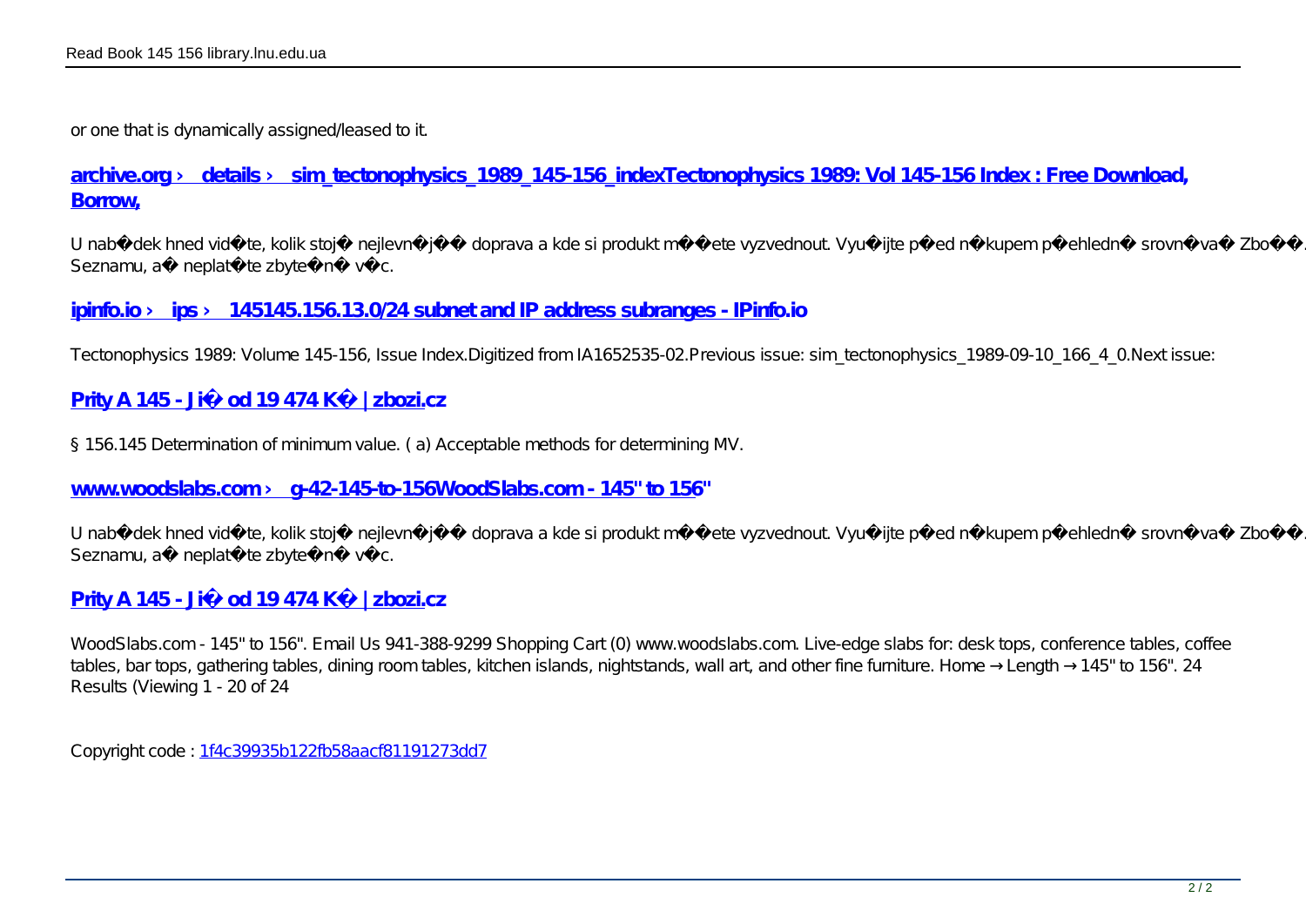or one that is dynamically assigned/leased to it.

## [archive.org › details › sim_tectonophysics_1989_145-156_indexTectonophysics 1989: Vol 145-156 Index : Free Download, Borrow,]

U nab�dek hned vid�te, kolik stoj� nejlevn�j�� doprava a kde si produkt m��ete vyzvednout. Vyu�ijte p�ed n�kupem p�ehledn� srovn�va� Zbo��.cz od Seznamu, a� neplat�te zbyte�n� v�c.

## [ipinfo.io › ips › 145145.156.13.0/24 subnet and IP address subranges - IPinfo.io]

Tectonophysics 1989: Volume 145-156, Issue Index.Digitized from IA1652535-02.Previous issue: sim_tectonophysics_1989-09-10_166_4_0.Next issue:

## [Prity A 145 - Ji� od 19 474 K� | zbozi.cz]

§ 156.145 Determination of minimum value. ( a) Acceptable methods for determining MV.

## [www.woodslabs.com › g-42-145-to-156WoodSlabs.com - 145" to 156"]

U nab�dek hned vid�te, kolik stoj� nejlevn�j�� doprava a kde si produkt m��ete vyzvednout. Vyu�ijte p�ed n�kupem p�ehledn� srovn�va� Zbo��.cz od Seznamu, a� neplat�te zbyte�n� v�c.

## [Prity A 145 - Ji� od 19 474 K� | zbozi.cz]

WoodSlabs.com - 145" to 156". Email Us 941-388-9299 Shopping Cart (0) www.woodslabs.com. Live-edge slabs for: desk tops, conference tables, coffee tables, bar tops, gathering tables, dining room tables, kitchen islands, nightstands, wall art, and other fine furniture. Home → Length → 145" to 156". 24 Results (Viewing 1 - 20 of 24

Copyright code : 1f4c39935b122fb58aacf81191273dd7